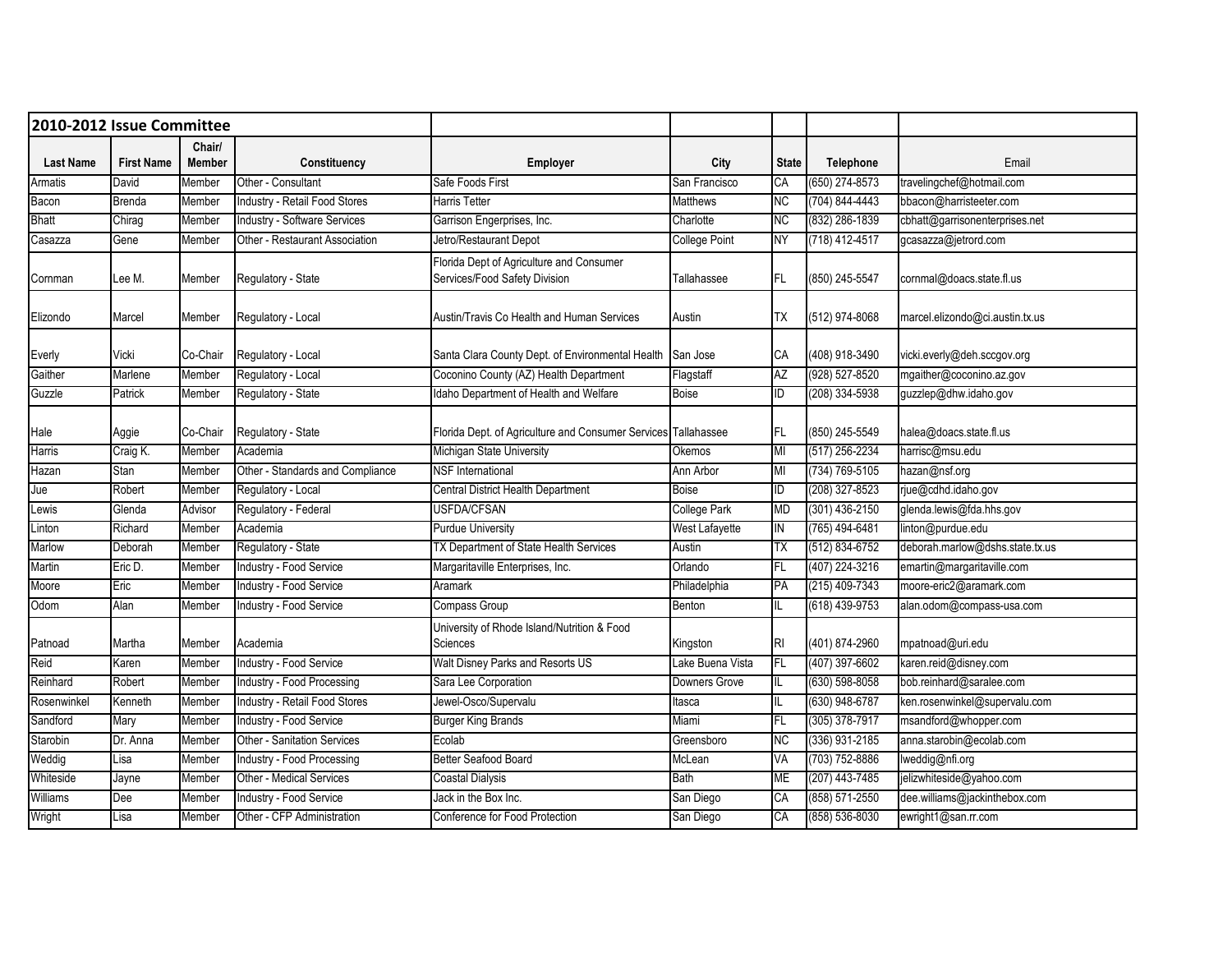## 2010-2012 Issue Committee

| Last Name | First Name | Chair/ Member | Constituency | Employer | City | State | Telephone | Email |
|---|---|---|---|---|---|---|---|---|
| Armatis | David | Member | Other - Consultant | Safe Foods First | San Francisco | CA | (650) 274-8573 | travelingchef@hotmail.com |
| Bacon | Brenda | Member | Industry - Retail Food Stores | Harris Tetter | Matthews | NC | (704) 844-4443 | bbacon@harristeeter.com |
| Bhatt | Chirag | Member | Industry - Software Services | Garrison Engerprises, Inc. | Charlotte | NC | (832) 286-1839 | cbhatt@garrisonenterprises.net |
| Casazza | Gene | Member | Other - Restaurant Association | Jetro/Restaurant Depot | College Point | NY | (718) 412-4517 | gcasazza@jetrord.com |
| Cornman | Lee M. | Member | Regulatory - State | Florida Dept of Agriculture and Consumer Services/Food Safety Division | Tallahassee | FL | (850) 245-5547 | cornmal@doacs.state.fl.us |
| Elizondo | Marcel | Member | Regulatory - Local | Austin/Travis Co Health and Human Services | Austin | TX | (512) 974-8068 | marcel.elizondo@ci.austin.tx.us |
| Everly | Vicki | Co-Chair | Regulatory - Local | Santa Clara County Dept. of Environmental Health | San Jose | CA | (408) 918-3490 | vicki.everly@deh.sccgov.org |
| Gaither | Marlene | Member | Regulatory - Local | Coconino County (AZ) Health Department | Flagstaff | AZ | (928) 527-8520 | mgaither@coconino.az.gov |
| Guzzle | Patrick | Member | Regulatory - State | Idaho Department of Health and Welfare | Boise | ID | (208) 334-5938 | guzzlep@dhw.idaho.gov |
| Hale | Aggie | Co-Chair | Regulatory - State | Florida Dept. of Agriculture and Consumer Services | Tallahassee | FL | (850) 245-5549 | halea@doacs.state.fl.us |
| Harris | Craig K. | Member | Academia | Michigan State University | Okemos | MI | (517) 256-2234 | harrisc@msu.edu |
| Hazan | Stan | Member | Other - Standards and Compliance | NSF International | Ann Arbor | MI | (734) 769-5105 | hazan@nsf.org |
| Jue | Robert | Member | Regulatory - Local | Central District Health Department | Boise | ID | (208) 327-8523 | rjue@cdhd.idaho.gov |
| Lewis | Glenda | Advisor | Regulatory - Federal | USFDA/CFSAN | College Park | MD | (301) 436-2150 | glenda.lewis@fda.hhs.gov |
| Linton | Richard | Member | Academia | Purdue University | West Lafayette | IN | (765) 494-6481 | linton@purdue.edu |
| Marlow | Deborah | Member | Regulatory - State | TX Department of State Health Services | Austin | TX | (512) 834-6752 | deborah.marlow@dshs.state.tx.us |
| Martin | Eric D. | Member | Industry - Food Service | Margaritaville Enterprises, Inc. | Orlando | FL | (407) 224-3216 | emartin@margaritaville.com |
| Moore | Eric | Member | Industry - Food Service | Aramark | Philadelphia | PA | (215) 409-7343 | moore-eric2@aramark.com |
| Odom | Alan | Member | Industry - Food Service | Compass Group | Benton | IL | (618) 439-9753 | alan.odom@compass-usa.com |
| Patnoad | Martha | Member | Academia | University of Rhode Island/Nutrition & Food Sciences | Kingston | RI | (401) 874-2960 | mpatnoad@uri.edu |
| Reid | Karen | Member | Industry - Food Service | Walt Disney Parks and Resorts US | Lake Buena Vista | FL | (407) 397-6602 | karen.reid@disney.com |
| Reinhard | Robert | Member | Industry - Food Processing | Sara Lee Corporation | Downers Grove | IL | (630) 598-8058 | bob.reinhard@saralee.com |
| Rosenwinkel | Kenneth | Member | Industry - Retail Food Stores | Jewel-Osco/Supervalu | Itasca | IL | (630) 948-6787 | ken.rosenwinkel@supervalu.com |
| Sandford | Mary | Member | Industry - Food Service | Burger King Brands | Miami | FL | (305) 378-7917 | msandford@whopper.com |
| Starobin | Dr. Anna | Member | Other - Sanitation Services | Ecolab | Greensboro | NC | (336) 931-2185 | anna.starobin@ecolab.com |
| Weddig | Lisa | Member | Industry - Food Processing | Better Seafood Board | McLean | VA | (703) 752-8886 | lweddig@nfi.org |
| Whiteside | Jayne | Member | Other - Medical Services | Coastal Dialysis | Bath | ME | (207) 443-7485 | jelizwhiteside@yahoo.com |
| Williams | Dee | Member | Industry - Food Service | Jack in the Box Inc. | San Diego | CA | (858) 571-2550 | dee.williams@jackinthebox.com |
| Wright | Lisa | Member | Other - CFP Administration | Conference for Food Protection | San Diego | CA | (858) 536-8030 | ewright1@san.rr.com |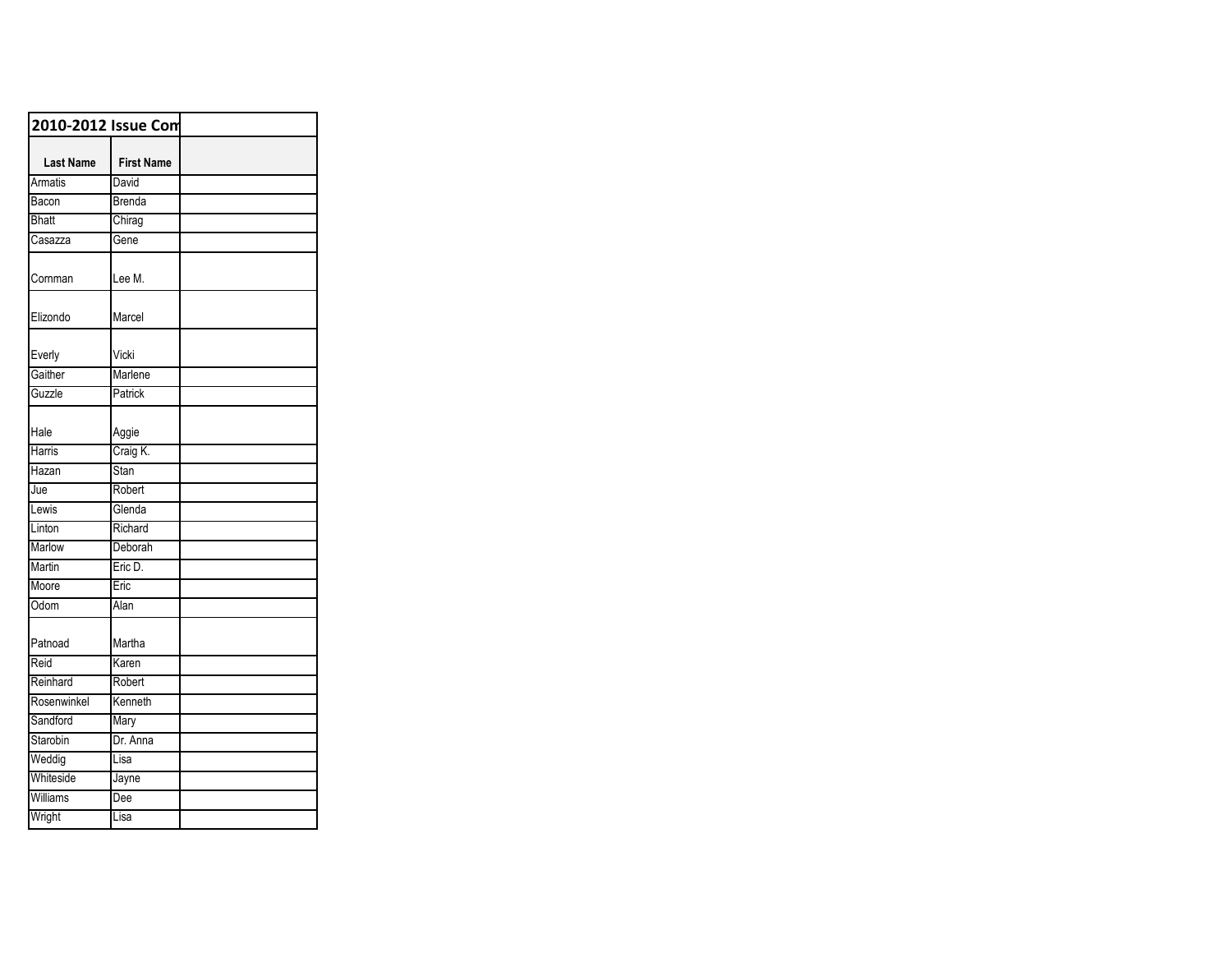| 2010-2012 Issue Com | | |
| --- | --- | --- |
| **Last Name** | **First Name** | |
| Armatis | David | |
| Bacon | Brenda | |
| Bhatt | Chirag | |
| Casazza | Gene | |
| Cornman | Lee M. | |
| Elizondo | Marcel | |
| Everly | Vicki | |
| Gaither | Marlene | |
| Guzzle | Patrick | |
| Hale | Aggie | |
| Harris | Craig K. | |
| Hazan | Stan | |
| Jue | Robert | |
| Lewis | Glenda | |
| Linton | Richard | |
| Marlow | Deborah | |
| Martin | Eric D. | |
| Moore | Eric | |
| Odom | Alan | |
| Patnoad | Martha | |
| Reid | Karen | |
| Reinhard | Robert | |
| Rosenwinkel | Kenneth | |
| Sandford | Mary | |
| Starobin | Dr. Anna | |
| Weddig | Lisa | |
| Whiteside | Jayne | |
| Williams | Dee | |
| Wright | Lisa | |